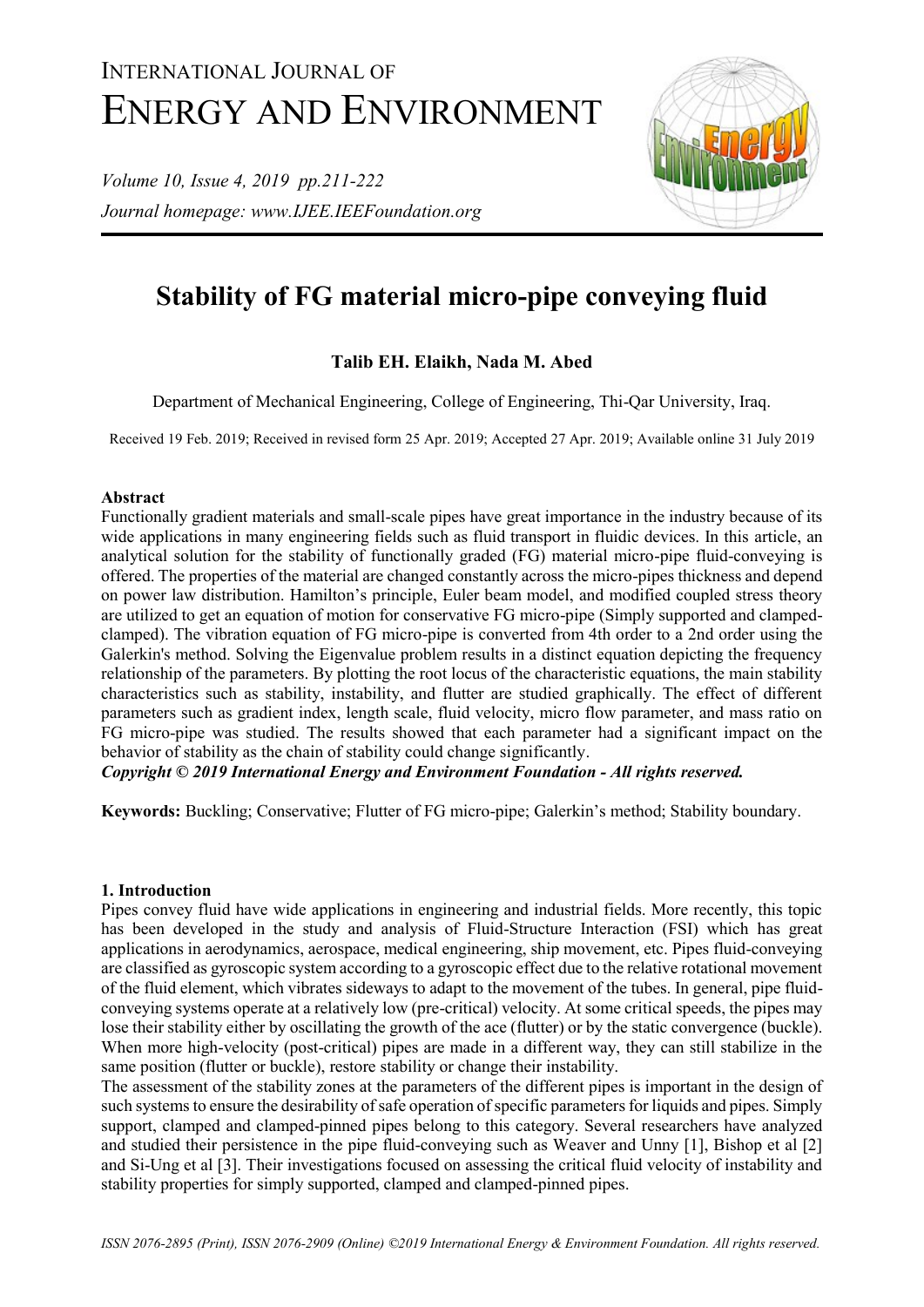# Stability of FG material micro-pipe conveying fluid

**Talib EH. Elaikh, Nada M. Abed**

Department of Mechanical Engineering, College of Engineering, Thi-Qar University, Iraq.

Received 19 Feb. 2019; Received in revised form 25 Apr. 2019; Accepted 27 Apr. 2019; Available online 31 July 2019

## Abstract

Functionally gradient materials and small-scale pipes have great importance in the industry because of its wide applications in many engineering fields such as fluid transport in fluidic devices. In this article, an analytical solution for the stability of functionally graded (FG) material micro-pipe fluid-conveying is offered. The properties of the material are changed constantly across the micro-pipes thickness and depend on power law distribution. Hamilton's principle, Euler beam model, and modified coupled stress theory are utilized to get an equation of motion for conservative FG micro-pipe (Simply supported and clamped-clamped). The vibration equation of FG micro-pipe is converted from 4th order to a 2nd order using the Galerkin's method. Solving the Eigenvalue problem results in a distinct equation depicting the frequency relationship of the parameters. By plotting the root locus of the characteristic equations, the main stability characteristics such as stability, instability, and flutter are studied graphically. The effect of different parameters such as gradient index, length scale, fluid velocity, micro flow parameter, and mass ratio on FG micro-pipe was studied. The results showed that each parameter had a significant impact on the behavior of stability as the chain of stability could change significantly.

***Copyright © 2019 International Energy and Environment Foundation - All rights reserved.***

**Keywords:** Buckling; Conservative; Flutter of FG micro-pipe; Galerkin's method; Stability boundary.

## 1. Introduction

Pipes convey fluid have wide applications in engineering and industrial fields. More recently, this topic has been developed in the study and analysis of Fluid-Structure Interaction (FSI) which has great applications in aerodynamics, aerospace, medical engineering, ship movement, etc. Pipes fluid-conveying are classified as gyroscopic system according to a gyroscopic effect due to the relative rotational movement of the fluid element, which vibrates sideways to adapt to the movement of the tubes. In general, pipe fluid-conveying systems operate at a relatively low (pre-critical) velocity. At some critical speeds, the pipes may lose their stability either by oscillating the growth of the ace (flutter) or by the static convergence (buckle). When more high-velocity (post-critical) pipes are made in a different way, they can still stabilize in the same position (flutter or buckle), restore stability or change their instability.

The assessment of the stability zones at the parameters of the different pipes is important in the design of such systems to ensure the desirability of safe operation of specific parameters for liquids and pipes. Simply support, clamped and clamped-pinned pipes belong to this category. Several researchers have analyzed and studied their persistence in the pipe fluid-conveying such as Weaver and Unny [1], Bishop et al [2] and Si-Ung et al [3]. Their investigations focused on assessing the critical fluid velocity of instability and stability properties for simply supported, clamped and clamped-pinned pipes.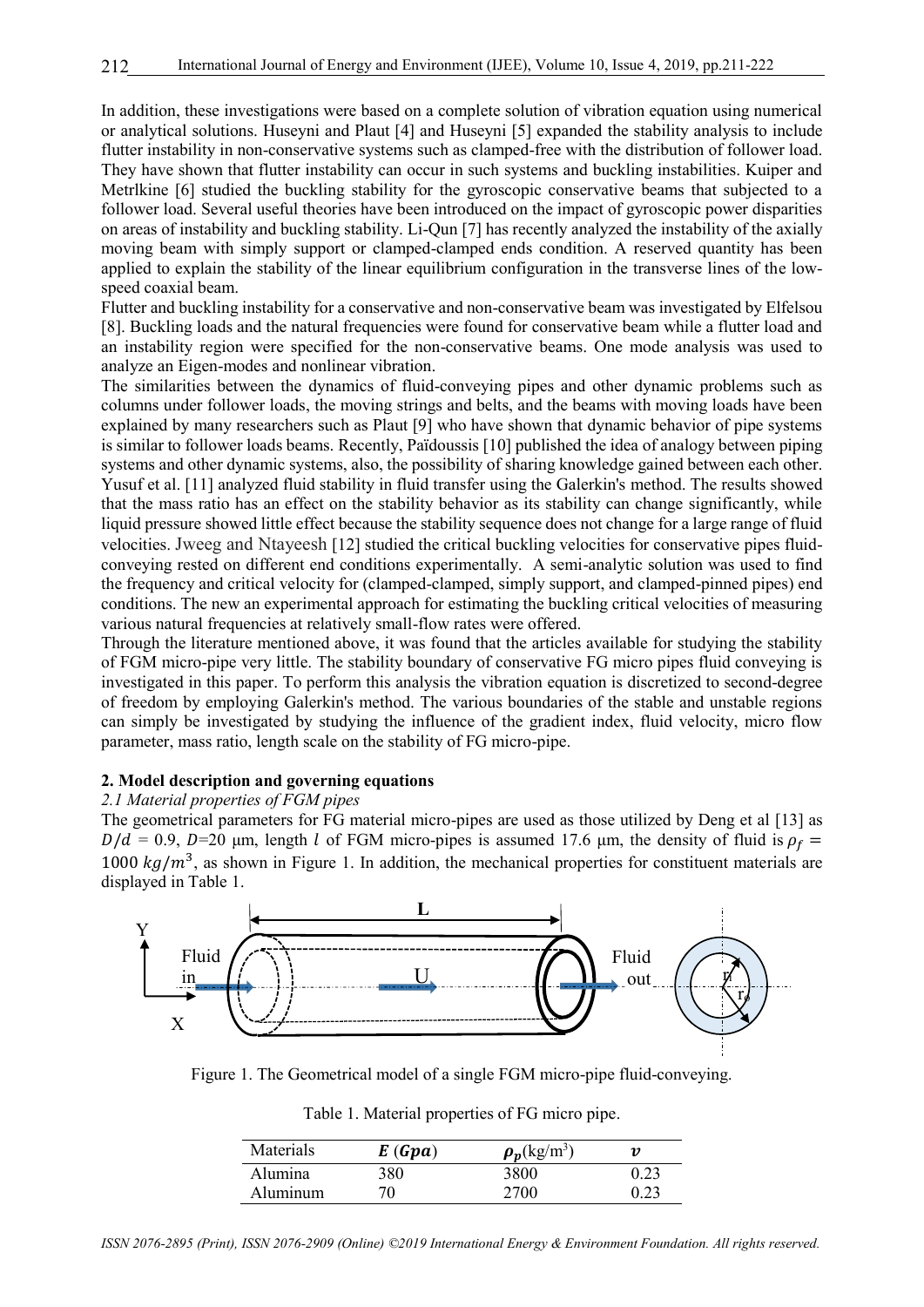In addition, these investigations were based on a complete solution of vibration equation using numerical or analytical solutions. Huseyni and Plaut [4] and Huseyni [5] expanded the stability analysis to include flutter instability in non-conservative systems such as clamped-free with the distribution of follower load. They have shown that flutter instability can occur in such systems and buckling instabilities. Kuiper and Metrlkine [6] studied the buckling stability for the gyroscopic conservative beams that subjected to a follower load. Several useful theories have been introduced on the impact of gyroscopic power disparities on areas of instability and buckling stability. Li-Qun [7] has recently analyzed the instability of the axially moving beam with simply support or clamped-clamped ends condition. A reserved quantity has been applied to explain the stability of the linear equilibrium configuration in the transverse lines of the low-speed coaxial beam.

Flutter and buckling instability for a conservative and non-conservative beam was investigated by Elfelsou [8]. Buckling loads and the natural frequencies were found for conservative beam while a flutter load and an instability region were specified for the non-conservative beams. One mode analysis was used to analyze an Eigen-modes and nonlinear vibration.

The similarities between the dynamics of fluid-conveying pipes and other dynamic problems such as columns under follower loads, the moving strings and belts, and the beams with moving loads have been explained by many researchers such as Plaut [9] who have shown that dynamic behavior of pipe systems is similar to follower loads beams. Recently, Païdoussis [10] published the idea of analogy between piping systems and other dynamic systems, also, the possibility of sharing knowledge gained between each other. Yusuf et al. [11] analyzed fluid stability in fluid transfer using the Galerkin's method. The results showed that the mass ratio has an effect on the stability behavior as its stability can change significantly, while liquid pressure showed little effect because the stability sequence does not change for a large range of fluid velocities. Jweeg and Ntayeesh [12] studied the critical buckling velocities for conservative pipes fluid-conveying rested on different end conditions experimentally. A semi-analytic solution was used to find the frequency and critical velocity for (clamped-clamped, simply support, and clamped-pinned pipes) end conditions. The new an experimental approach for estimating the buckling critical velocities of measuring various natural frequencies at relatively small-flow rates were offered.

Through the literature mentioned above, it was found that the articles available for studying the stability of FGM micro-pipe very little. The stability boundary of conservative FG micro pipes fluid conveying is investigated in this paper. To perform this analysis the vibration equation is discretized to second-degree of freedom by employing Galerkin's method. The various boundaries of the stable and unstable regions can simply be investigated by studying the influence of the gradient index, fluid velocity, micro flow parameter, mass ratio, length scale on the stability of FG micro-pipe.

## 2. Model description and governing equations

### 2.1 Material properties of FGM pipes

The geometrical parameters for FG material micro-pipes are used as those utilized by Deng et al [13] as $D/d$ = 0.9, $D$=20 μm, length $l$ of FGM micro-pipes is assumed 17.6 μm, the density of fluid is $\rho_f = 1000\ kg/m^3$, as shown in Figure 1. In addition, the mechanical properties for constituent materials are displayed in Table 1.

Figure 1. The Geometrical model of a single FGM micro-pipe fluid-conveying.

Table 1. Material properties of FG micro pipe.

| Materials | $E\ (Gpa)$ | $\rho_p$(kg/m$^3$) | $\nu$ |
|---|---|---|---|
| Alumina | 380 | 3800 | 0.23 |
| Aluminum | 70 | 2700 | 0.23 |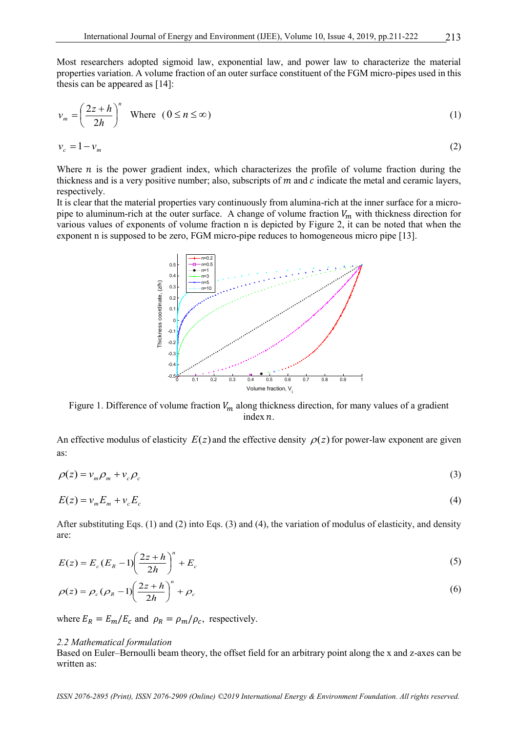Most researchers adopted sigmoid law, exponential law, and power law to characterize the material properties variation. A volume fraction of an outer surface constituent of the FGM micro-pipes used in this thesis can be appeared as [14]:

$$v_m = \left(\frac{2z+h}{2h}\right)^n \quad \text{Where} \quad (0 \le n \le \infty) \tag{1}$$

$$v_c = 1 - v_m \tag{2}$$

Where $n$ is the power gradient index, which characterizes the profile of volume fraction during the thickness and is a very positive number; also, subscripts of $m$ and $c$ indicate the metal and ceramic layers, respectively.

It is clear that the material properties vary continuously from alumina-rich at the inner surface for a micro-pipe to aluminum-rich at the outer surface. A change of volume fraction $V_m$ with thickness direction for various values of exponents of volume fraction n is depicted by Figure 2, it can be noted that when the exponent n is supposed to be zero, FGM micro-pipe reduces to homogeneous micro pipe [13].

Figure 1. Difference of volume fraction $V_m$ along thickness direction, for many values of a gradient index $n$.

An effective modulus of elasticity $E(z)$ and the effective density $\rho(z)$ for power-law exponent are given as:

$$\rho(z) = v_m \rho_m + v_c \rho_c \tag{3}$$

$$E(z) = v_m E_m + v_c E_c \tag{4}$$

After substituting Eqs. (1) and (2) into Eqs. (3) and (4), the variation of modulus of elasticity, and density are:

$$E(z) = E_c (E_R - 1)\left(\frac{2z+h}{2h}\right)^n + E_c \tag{5}$$

$$\rho(z) = \rho_c (\rho_R - 1)\left(\frac{2z+h}{2h}\right)^n + \rho_c \tag{6}$$

where $E_R = E_m / E_c$ and $\rho_R = \rho_m / \rho_c$, respectively.

*2.2 Mathematical formulation*

Based on Euler–Bernoulli beam theory, the offset field for an arbitrary point along the x and z-axes can be written as: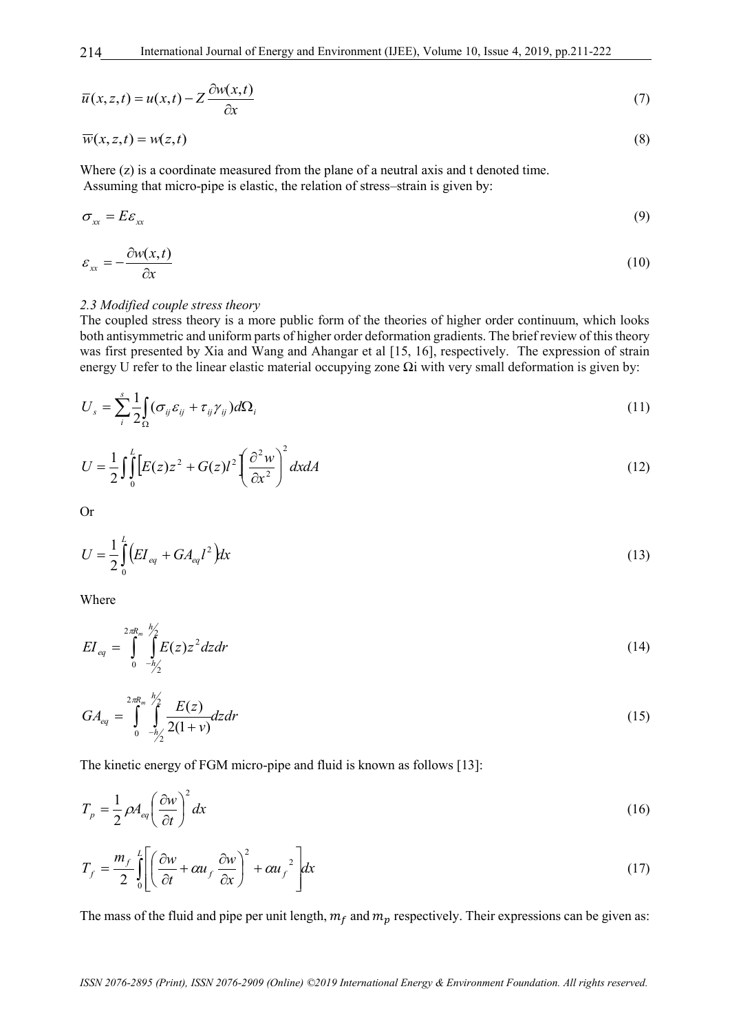$$\bar{u}(x,z,t) = u(x,t) - Z\frac{\partial w(x,t)}{\partial x} \tag{7}$$

$$\overline{w}(x,z,t) = w(z,t) \tag{8}$$

Where (z) is a coordinate measured from the plane of a neutral axis and t denoted time.
Assuming that micro-pipe is elastic, the relation of stress–strain is given by:

$$\sigma_{xx} = E\varepsilon_{xx} \tag{9}$$

$$\varepsilon_{xx} = -\frac{\partial w(x,t)}{\partial x} \tag{10}$$

*2.3 Modified couple stress theory*

The coupled stress theory is a more public form of the theories of higher order continuum, which looks both antisymmetric and uniform parts of higher order deformation gradients. The brief review of this theory was first presented by Xia and Wang and Ahangar et al [15, 16], respectively. The expression of strain energy U refer to the linear elastic material occupying zone $\Omega$i with very small deformation is given by:

$$U_s = \sum_i^s \frac{1}{2}\int_\Omega (\sigma_{ij}\varepsilon_{ij} + \tau_{ij}\gamma_{ij})d\Omega_i \tag{11}$$

$$U = \frac{1}{2}\int\int_0^L \left[E(z)z^2 + G(z)l^2\right]\left(\frac{\partial^2 w}{\partial x^2}\right)^2 dxdA \tag{12}$$

Or

$$U = \frac{1}{2}\int_0^L \left(EI_{eq} + GA_{eq}l^2\right)dx \tag{13}$$

Where

$$EI_{eq} = \int_0^{2\pi R_m}\int_{-h/2}^{h/2} E(z)z^2 dzdr \tag{14}$$

$$GA_{eq} = \int_0^{2\pi R_m}\int_{-h/2}^{h/2} \frac{E(z)}{2(1+v)}dzdr \tag{15}$$

The kinetic energy of FGM micro-pipe and fluid is known as follows [13]:

$$T_p = \frac{1}{2}\rho A_{eq}\left(\frac{\partial w}{\partial t}\right)^2 dx \tag{16}$$

$$T_f = \frac{m_f}{2}\int_0^L \left[\left(\frac{\partial w}{\partial t} + \alpha u_f \frac{\partial w}{\partial x}\right)^2 + \alpha {u_f}^2\right]dx \tag{17}$$

The mass of the fluid and pipe per unit length, $m_f$ and $m_p$ respectively. Their expressions can be given as: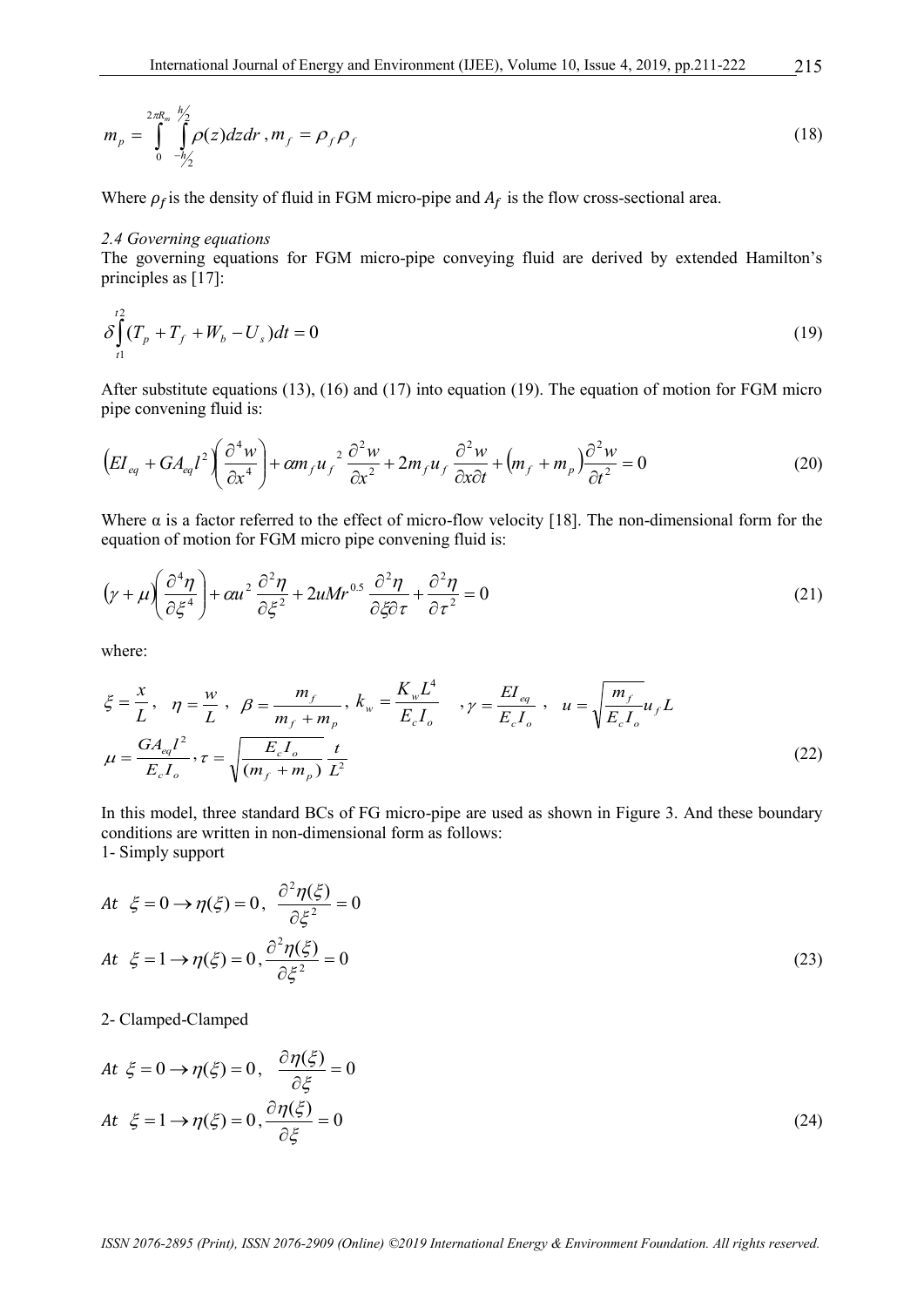$$
m_p = \int_0^{2\pi R_m} \int_{-h/2}^{h/2} \rho(z) dz dr \,, m_f = \rho_f \rho_f \tag{18}
$$

Where $\rho_f$ is the density of fluid in FGM micro-pipe and $A_f$ is the flow cross-sectional area.

*2.4 Governing equations*

The governing equations for FGM micro-pipe conveying fluid are derived by extended Hamilton's principles as [17]:

$$
\delta \int_{t1}^{t2} (T_p + T_f + W_b - U_s) dt = 0 \tag{19}
$$

After substitute equations (13), (16) and (17) into equation (19). The equation of motion for FGM micro pipe convening fluid is:

$$
\left(EI_{eq} + GA_{eq} l^2\right)\left(\frac{\partial^4 w}{\partial x^4}\right) + \alpha m_f u_f^{\,2} \frac{\partial^2 w}{\partial x^2} + 2 m_f u_f \frac{\partial^2 w}{\partial x \partial t} + \left(m_f + m_p\right)\frac{\partial^2 w}{\partial t^2} = 0 \tag{20}
$$

Where α is a factor referred to the effect of micro-flow velocity [18]. The non-dimensional form for the equation of motion for FGM micro pipe convening fluid is:

$$
\left(\gamma + \mu\right)\left(\frac{\partial^4 \eta}{\partial \xi^4}\right) + \alpha u^2 \frac{\partial^2 \eta}{\partial \xi^2} + 2uMr^{0.5} \frac{\partial^2 \eta}{\partial \xi \partial \tau} + \frac{\partial^2 \eta}{\partial \tau^2} = 0 \tag{21}
$$

where:

$$
\xi = \frac{x}{L}\,, \quad \eta = \frac{w}{L}\,, \quad \beta = \frac{m_f}{m_f + m_p}\,, \; k_w = \frac{K_w L^4}{E_c I_o} \quad , \gamma = \frac{EI_{eq}}{E_c I_o}\,, \quad u = \sqrt{\frac{m_f}{E_c I_o}} u_f L
$$
$$
\mu = \frac{GA_{eq} l^2}{E_c I_o}\,, \tau = \sqrt{\frac{E_c I_o}{(m_f + m_p)}} \frac{t}{L^2} \tag{22}
$$

In this model, three standard BCs of FG micro-pipe are used as shown in Figure 3. And these boundary conditions are written in non-dimensional form as follows:

1- Simply support

$$
At \;\; \xi = 0 \rightarrow \eta(\xi) = 0\,, \;\; \frac{\partial^2 \eta(\xi)}{\partial \xi^2} = 0
$$
$$
At \;\; \xi = 1 \rightarrow \eta(\xi) = 0\,, \frac{\partial^2 \eta(\xi)}{\partial \xi^2} = 0 \tag{23}
$$

2- Clamped-Clamped

$$
At \;\; \xi = 0 \rightarrow \eta(\xi) = 0\,, \;\; \frac{\partial \eta(\xi)}{\partial \xi} = 0
$$
$$
At \;\; \xi = 1 \rightarrow \eta(\xi) = 0\,, \frac{\partial \eta(\xi)}{\partial \xi} = 0 \tag{24}
$$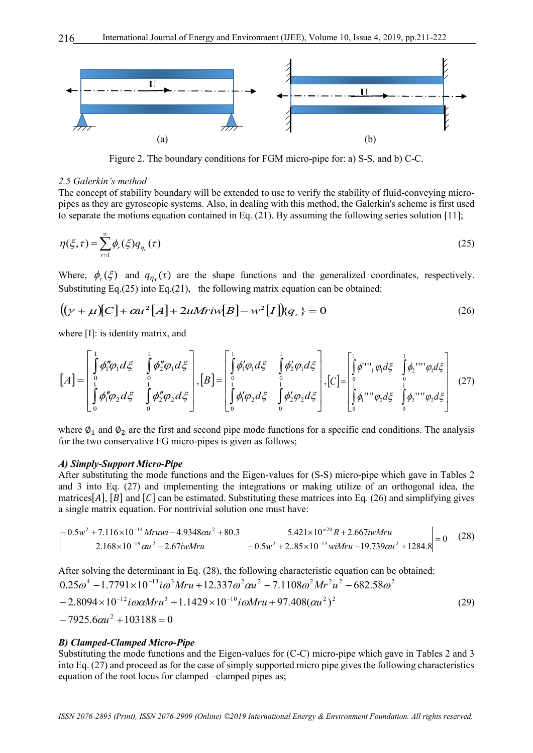Figure 2. The boundary conditions for FGM micro-pipe for: a) S-S, and b) C-C.

*2.5 Galerkin's method*

The concept of stability boundary will be extended to use to verify the stability of fluid-conveying micro-pipes as they are gyroscopic systems. Also, in dealing with this method, the Galerkin's scheme is first used to separate the motions equation contained in Eq. (21). By assuming the following series solution [11];

$$\eta(\xi,\tau)=\sum_{r=1}^{\infty}\phi_r(\xi)q_{\eta_r}(\tau) \tag{25}$$

Where, $\phi_r(\xi)$ and $q_{\eta_r}(\tau)$ are the shape functions and the generalized coordinates, respectively. Substituting Eq.(25) into Eq.(21), the following matrix equation can be obtained:

$$\left((\gamma+\mu)[C]+\alpha u^2[A]+2uMriw[B]-w^2[I]\right)\{q_r\}=0 \tag{26}$$

where [I]: is identity matrix, and

$$[A]=\begin{bmatrix}\int_0^1 \phi_1''\varphi_1 d\xi & \int_0^1 \phi_2''\varphi_1 d\xi\\ \int_0^1 \phi_1''\varphi_2 d\xi & \int_0^1 \phi_2''\varphi_2 d\xi\end{bmatrix},[B]=\begin{bmatrix}\int_0^1 \phi_1'\varphi_1 d\xi & \int_0^1 \phi_2'\varphi_1 d\xi\\ \int_0^1 \phi_1'\varphi_2 d\xi & \int_0^1 \phi_2'\varphi_2 d\xi\end{bmatrix},[C]=\begin{bmatrix}\int_0^1 \phi''''_1\varphi_1 d\xi & \int_0^1 \phi_2''''\varphi_1 d\xi\\ \int_0^1 \phi_1''''\varphi_2 d\xi & \int_0^1 \phi_2''''\varphi_2 d\xi\end{bmatrix} \tag{27}$$

where $\emptyset_1$ and $\emptyset_2$ are the first and second pipe mode functions for a specific end conditions. The analysis for the two conservative FG micro-pipes is given as follows;

***A) Simply-Support Micro-Pipe***

After substituting the mode functions and the Eigen-values for (S-S) micro-pipe which gave in Tables 2 and 3 into Eq. (27) and implementing the integrations or making utilize of an orthogonal idea, the matrices$[A]$, $[B]$ and $[C]$ can be estimated. Substituting these matrices into Eq. (26) and simplifying gives a single matrix equation. For nontrivial solution one must have:

$$\begin{vmatrix}-0.5w^2+7.116\times10^{-14}Mruwi-4.9348\alpha u^2+80.3 & 5.421\times10^{-20}R+2.667iwMru\\ 2.168\times10^{-19}\alpha u^2-2.67iwMru & -0.5w^2+2..85\times10^{-13}wiMru-19.739\alpha u^2+1284.8\end{vmatrix}=0 \tag{28}$$

After solving the determinant in Eq. (28), the following characteristic equation can be obtained:

$$\begin{aligned}&0.25\omega^4-1.7791\times10^{-13}i\omega^3Mru+12.337\omega^2\alpha u^2-7.1108\omega^2Mr^2u^2-682.58\omega^2\\&-2.8094\times10^{-12}i\omega\alpha Mru^3+1.1429\times10^{-10}i\omega Mru+97.408(\alpha u^2)^2\\&-7925.6\alpha u^2+103188=0\end{aligned} \tag{29}$$

***B) Clamped-Clamped Micro-Pipe***

Substituting the mode functions and the Eigen-values for (C-C) micro-pipe which gave in Tables 2 and 3 into Eq. (27) and proceed as for the case of simply supported micro pipe gives the following characteristics equation of the root locus for clamped –clamped pipes as;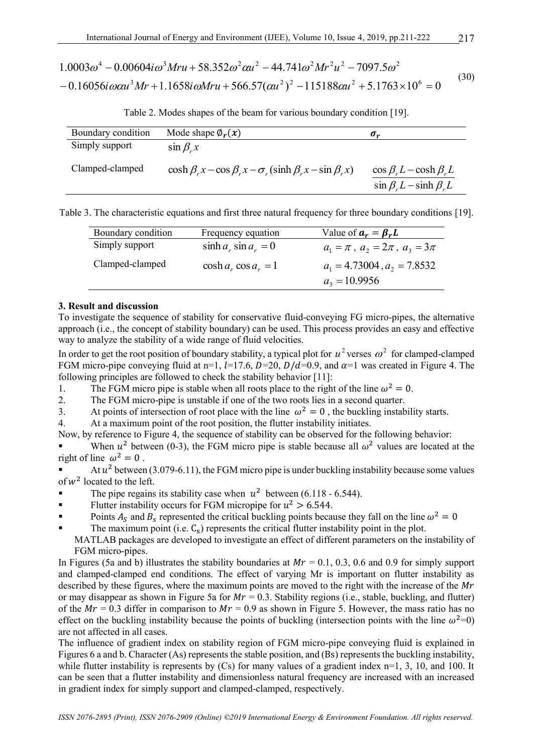$$1.0003\omega^4 - 0.00604i\omega^3 Mru + 58.352\omega^2 \alpha u^2 - 44.741\omega^2 Mr^2 u^2 - 7097.5\omega^2$$
$$- 0.16056i\omega\alpha u^3 Mr + 1.1658i\omega Mru + 566.57(\alpha u^2)^2 - 115188\alpha u^2 + 5.1763\times 10^6 = 0 \tag{30}$$

Table 2. Modes shapes of the beam for various boundary condition [19].

| Boundary condition | Mode shape $\emptyset_r(x)$ | $\sigma_r$ |
|---|---|---|
| Simply support | $\sin \beta_r x$ | |
| Clamped-clamped | $\cosh \beta_r x - \cos \beta_r x - \sigma_r (\sinh \beta_r x - \sin \beta_r x)$ | $\dfrac{\cos \beta_r L - \cosh \beta_r L}{\sin \beta_r L - \sinh \beta_r L}$ |

Table 3. The characteristic equations and first three natural frequency for three boundary conditions [19].

| Boundary condition | Frequency equation | Value of $a_r = \beta_r L$ |
|---|---|---|
| Simply support | $\sinh a_r \sin a_r = 0$ | $a_1 = \pi$, $a_2 = 2\pi$, $a_3 = 3\pi$ |
| Clamped-clamped | $\cosh a_r \cos a_r = 1$ | $a_1 = 4.73004$, $a_2 = 7.8532$, $a_3 = 10.9956$ |

### 3. Result and discussion

To investigate the sequence of stability for conservative fluid-conveying FG micro-pipes, the alternative approach (i.e., the concept of stability boundary) can be used. This process provides an easy and effective way to analyze the stability of a wide range of fluid velocities.

In order to get the root position of boundary stability, a typical plot for $u^2$ verses $\omega^2$ for clamped-clamped FGM micro-pipe conveying fluid at n=1, $l$=17.6, $D$=20, $D/d$=0.9, and $\alpha$=1 was created in Figure 4. The following principles are followed to check the stability behavior [11]:

1. The FGM micro pipe is stable when all roots place to the right of the line $\omega^2 = 0$.
2. The FGM micro-pipe is unstable if one of the two roots lies in a second quarter.
3. At points of intersection of root place with the line $\omega^2 = 0$ , the buckling instability starts.
4. At a maximum point of the root position, the flutter instability initiates.

Now, by reference to Figure 4, the sequence of stability can be observed for the following behavior:

- When $u^2$ between (0-3), the FGM micro pipe is stable because all $\omega^2$ values are located at the right of line $\omega^2 = 0$ .
- At $u^2$ between (3.079-6.11), the FGM micro pipe is under buckling instability because some values of $w^2$ located to the left.
- The pipe regains its stability case when $u^2$ between (6.118 - 6.544).
- Flutter instability occurs for FGM micropipe for $u^2 > 6.544$.
- Points $A_S$ and $B_s$ represented the critical buckling points because they fall on the line $\omega^2 = 0$
- The maximum point (i.e. $C_s$) represents the critical flutter instability point in the plot.

MATLAB packages are developed to investigate an effect of different parameters on the instability of FGM micro-pipes.

In Figures (5a and b) illustrates the stability boundaries at $Mr$ = 0.1, 0.3, 0.6 and 0.9 for simply support and clamped-clamped end conditions. The effect of varying Mr is important on flutter instability as described by these figures, where the maximum points are moved to the right with the increase of the $Mr$ or may disappear as shown in Figure 5a for $Mr$ = 0.3. Stability regions (i.e., stable, buckling, and flutter) of the $Mr$ = 0.3 differ in comparison to $Mr$ = 0.9 as shown in Figure 5. However, the mass ratio has no effect on the buckling instability because the points of buckling (intersection points with the line $\omega^2$=0) are not affected in all cases.

The influence of gradient index on stability region of FGM micro-pipe conveying fluid is explained in Figures 6 a and b. Character (As) represents the stable position, and (Bs) represents the buckling instability, while flutter instability is represents by (Cs) for many values of a gradient index n=1, 3, 10, and 100. It can be seen that a flutter instability and dimensionless natural frequency are increased with an increased in gradient index for simply support and clamped-clamped, respectively.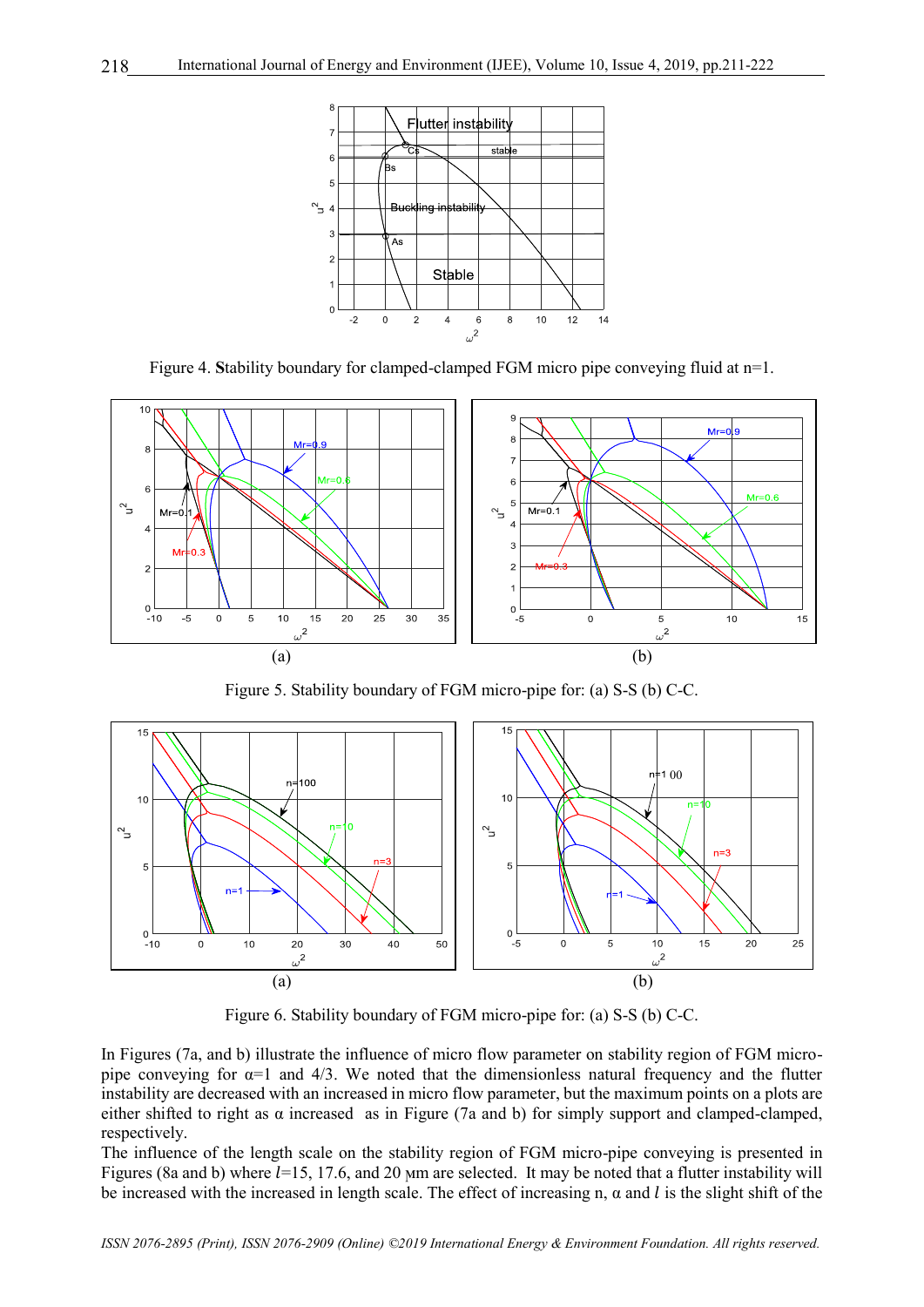Figure 4. **S**tability boundary for clamped-clamped FGM micro pipe conveying fluid at n=1.

Figure 5. Stability boundary of FGM micro-pipe for: (a) S-S (b) C-C.

Figure 6. Stability boundary of FGM micro-pipe for: (a) S-S (b) C-C.

In Figures (7a, and b) illustrate the influence of micro flow parameter on stability region of FGM micro-pipe conveying for α=1 and 4/3. We noted that the dimensionless natural frequency and the flutter instability are decreased with an increased in micro flow parameter, but the maximum points on a plots are either shifted to right as α increased as in Figure (7a and b) for simply support and clamped-clamped, respectively.

The influence of the length scale on the stability region of FGM micro-pipe conveying is presented in Figures (8a and b) where $l$=15, 17.6, and 20 μm are selected. It may be noted that a flutter instability will be increased with the increased in length scale. The effect of increasing n, α and $l$ is the slight shift of the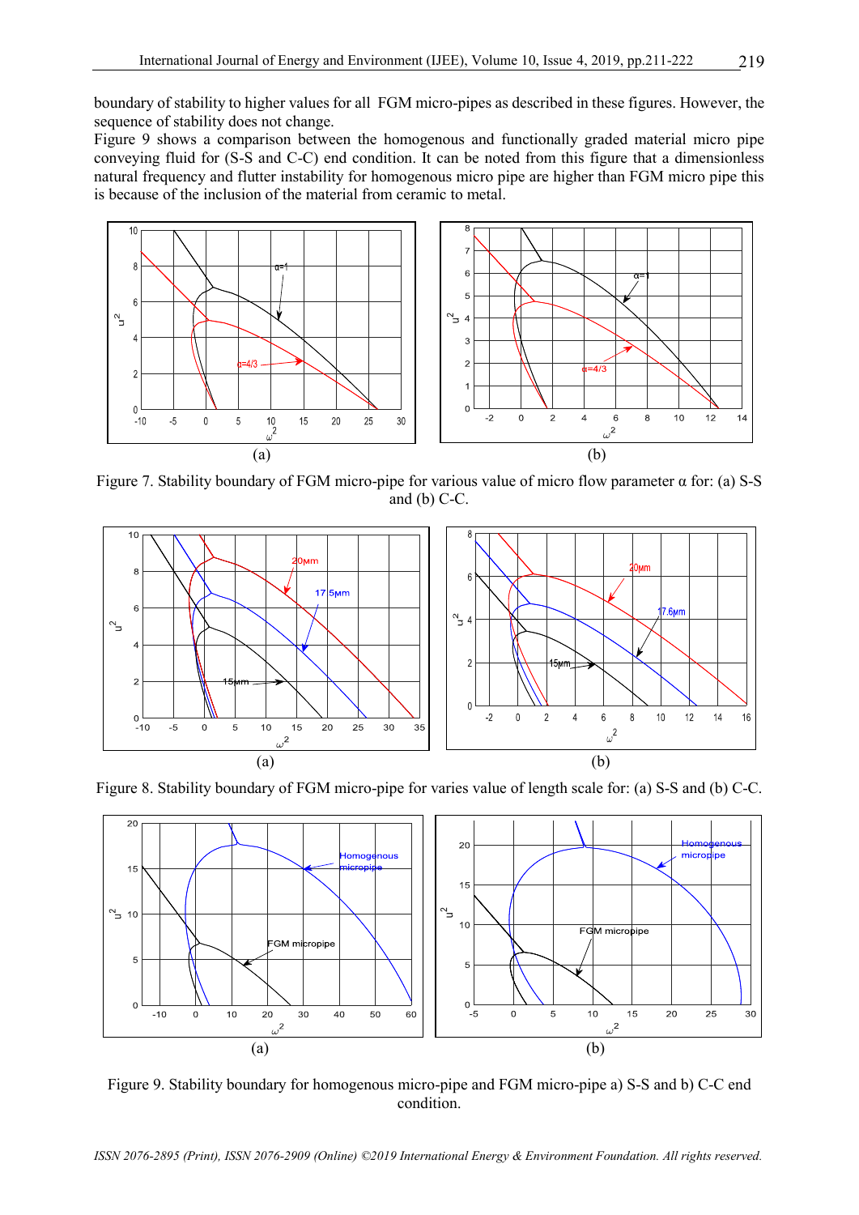boundary of stability to higher values for all FGM micro-pipes as described in these figures. However, the sequence of stability does not change.

Figure 9 shows a comparison between the homogenous and functionally graded material micro pipe conveying fluid for (S-S and C-C) end condition. It can be noted from this figure that a dimensionless natural frequency and flutter instability for homogenous micro pipe are higher than FGM micro pipe this is because of the inclusion of the material from ceramic to metal.

Figure 7. Stability boundary of FGM micro-pipe for various value of micro flow parameter α for: (a) S-S and (b) C-C.

Figure 8. Stability boundary of FGM micro-pipe for varies value of length scale for: (a) S-S and (b) C-C.

Figure 9. Stability boundary for homogenous micro-pipe and FGM micro-pipe a) S-S and b) C-C end condition.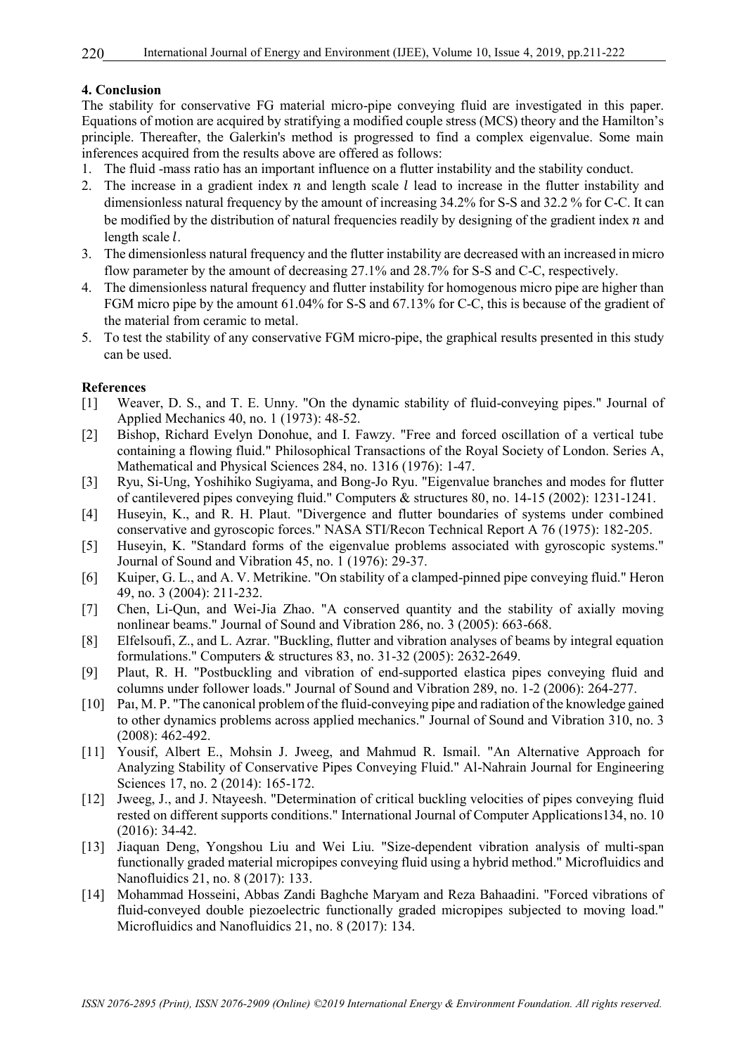## 4. Conclusion

The stability for conservative FG material micro-pipe conveying fluid are investigated in this paper. Equations of motion are acquired by stratifying a modified couple stress (MCS) theory and the Hamilton's principle. Thereafter, the Galerkin's method is progressed to find a complex eigenvalue. Some main inferences acquired from the results above are offered as follows:

1. The fluid -mass ratio has an important influence on a flutter instability and the stability conduct.
2. The increase in a gradient index $n$ and length scale $l$ lead to increase in the flutter instability and dimensionless natural frequency by the amount of increasing 34.2% for S-S and 32.2 % for C-C. It can be modified by the distribution of natural frequencies readily by designing of the gradient index $n$ and length scale $l$.
3. The dimensionless natural frequency and the flutter instability are decreased with an increased in micro flow parameter by the amount of decreasing 27.1% and 28.7% for S-S and C-C, respectively.
4. The dimensionless natural frequency and flutter instability for homogenous micro pipe are higher than FGM micro pipe by the amount 61.04% for S-S and 67.13% for C-C, this is because of the gradient of the material from ceramic to metal.
5. To test the stability of any conservative FGM micro-pipe, the graphical results presented in this study can be used.

## References

[1] Weaver, D. S., and T. E. Unny. "On the dynamic stability of fluid-conveying pipes." Journal of Applied Mechanics 40, no. 1 (1973): 48-52.

[2] Bishop, Richard Evelyn Donohue, and I. Fawzy. "Free and forced oscillation of a vertical tube containing a flowing fluid." Philosophical Transactions of the Royal Society of London. Series A, Mathematical and Physical Sciences 284, no. 1316 (1976): 1-47.

[3] Ryu, Si-Ung, Yoshihiko Sugiyama, and Bong-Jo Ryu. "Eigenvalue branches and modes for flutter of cantilevered pipes conveying fluid." Computers & structures 80, no. 14-15 (2002): 1231-1241.

[4] Huseyin, K., and R. H. Plaut. "Divergence and flutter boundaries of systems under combined conservative and gyroscopic forces." NASA STI/Recon Technical Report A 76 (1975): 182-205.

[5] Huseyin, K. "Standard forms of the eigenvalue problems associated with gyroscopic systems." Journal of Sound and Vibration 45, no. 1 (1976): 29-37.

[6] Kuiper, G. L., and A. V. Metrikine. "On stability of a clamped-pinned pipe conveying fluid." Heron 49, no. 3 (2004): 211-232.

[7] Chen, Li-Qun, and Wei-Jia Zhao. "A conserved quantity and the stability of axially moving nonlinear beams." Journal of Sound and Vibration 286, no. 3 (2005): 663-668.

[8] Elfelsoufi, Z., and L. Azrar. "Buckling, flutter and vibration analyses of beams by integral equation formulations." Computers & structures 83, no. 31-32 (2005): 2632-2649.

[9] Plaut, R. H. "Postbuckling and vibration of end-supported elastica pipes conveying fluid and columns under follower loads." Journal of Sound and Vibration 289, no. 1-2 (2006): 264-277.

[10] Paı, M. P. "The canonical problem of the fluid-conveying pipe and radiation of the knowledge gained to other dynamics problems across applied mechanics." Journal of Sound and Vibration 310, no. 3 (2008): 462-492.

[11] Yousif, Albert E., Mohsin J. Jweeg, and Mahmud R. Ismail. "An Alternative Approach for Analyzing Stability of Conservative Pipes Conveying Fluid." Al-Nahrain Journal for Engineering Sciences 17, no. 2 (2014): 165-172.

[12] Jweeg, J., and J. Ntayeesh. "Determination of critical buckling velocities of pipes conveying fluid rested on different supports conditions." International Journal of Computer Applications134, no. 10 (2016): 34-42.

[13] Jiaquan Deng, Yongshou Liu and Wei Liu. "Size-dependent vibration analysis of multi-span functionally graded material micropipes conveying fluid using a hybrid method." Microfluidics and Nanofluidics 21, no. 8 (2017): 133.

[14] Mohammad Hosseini, Abbas Zandi Baghche Maryam and Reza Bahaadini. "Forced vibrations of fluid-conveyed double piezoelectric functionally graded micropipes subjected to moving load." Microfluidics and Nanofluidics 21, no. 8 (2017): 134.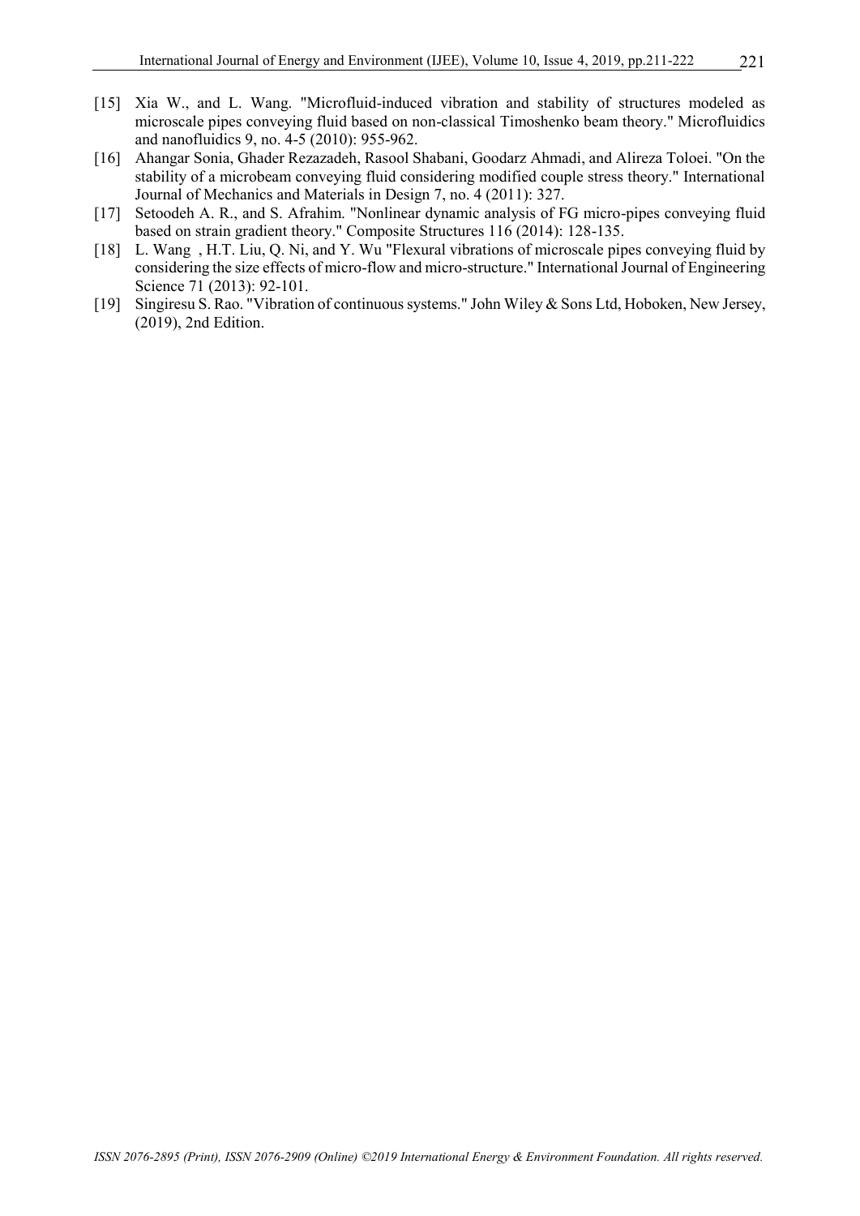[15] Xia W., and L. Wang. "Microfluid-induced vibration and stability of structures modeled as microscale pipes conveying fluid based on non-classical Timoshenko beam theory." Microfluidics and nanofluidics 9, no. 4-5 (2010): 955-962.

[16] Ahangar Sonia, Ghader Rezazadeh, Rasool Shabani, Goodarz Ahmadi, and Alireza Toloei. "On the stability of a microbeam conveying fluid considering modified couple stress theory." International Journal of Mechanics and Materials in Design 7, no. 4 (2011): 327.

[17] Setoodeh A. R., and S. Afrahim. "Nonlinear dynamic analysis of FG micro-pipes conveying fluid based on strain gradient theory." Composite Structures 116 (2014): 128-135.

[18] L. Wang , H.T. Liu, Q. Ni, and Y. Wu "Flexural vibrations of microscale pipes conveying fluid by considering the size effects of micro-flow and micro-structure." International Journal of Engineering Science 71 (2013): 92-101.

[19] Singiresu S. Rao. "Vibration of continuous systems." John Wiley & Sons Ltd, Hoboken, New Jersey, (2019), 2nd Edition.